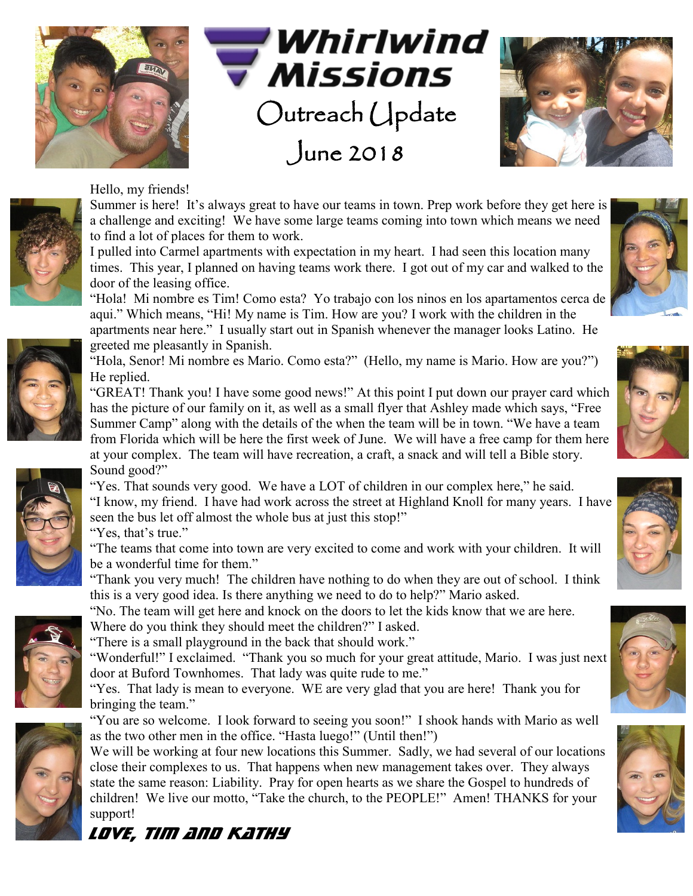# Whirlwind Missions

## Outreach Update

## June 2018

Hello, my friends!

Summer is here! It's always great to have our teams in town. Prep work before they get here is a challenge and exciting! We have some large teams coming into town which means we need to find a lot of places for them to work.

I pulled into Carmel apartments with expectation in my heart. I had seen this location many times. This year, I planned on having teams work there. I got out of my car and walked to the door of the leasing office.

"Hola! Mi nombre es Tim! Como esta? Yo trabajo con los ninos en los apartamentos cerca de aqui." Which means, "Hi! My name is Tim. How are you? I work with the children in the apartments near here." I usually start out in Spanish whenever the manager looks Latino. He greeted me pleasantly in Spanish.

"Hola, Senor! Mi nombre es Mario. Como esta?" (Hello, my name is Mario. How are you?") He replied.

"GREAT! Thank you! I have some good news!" At this point I put down our prayer card which has the picture of our family on it, as well as a small flyer that Ashley made which says, "Free Summer Camp" along with the details of the when the team will be in town. "We have a team from Florida which will be here the first week of June. We will have a free camp for them here at your complex. The team will have recreation, a craft, a snack and will tell a Bible story. Sound good?"

"Yes. That sounds very good. We have a LOT of children in our complex here," he said.

"I know, my friend. I have had work across the street at Highland Knoll for many years. I have seen the bus let off almost the whole bus at just this stop!"

"Yes, that's true."

"The teams that come into town are very excited to come and work with your children. It will be a wonderful time for them."

"Thank you very much! The children have nothing to do when they are out of school. I think this is a very good idea. Is there anything we need to do to help?" Mario asked.

"No. The team will get here and knock on the doors to let the kids know that we are here. Where do you think they should meet the children?" I asked.

"There is a small playground in the back that should work."

"Wonderful!" I exclaimed. "Thank you so much for your great attitude, Mario. I was just next door at Buford Townhomes. That lady was quite rude to me."

"Yes. That lady is mean to everyone. WE are very glad that you are here! Thank you for bringing the team."

"You are so welcome. I look forward to seeing you soon!" I shook hands with Mario as well as the two other men in the office. "Hasta luego!" (Until then!")

We will be working at four new locations this Summer. Sadly, we had several of our locations close their complexes to us. That happens when new management takes over. They always state the same reason: Liability. Pray for open hearts as we share the Gospel to hundreds of children! We live our motto, "Take the church, to the PEOPLE!" Amen! THANKS for your support!

**LOVE, TIM AND KATHY**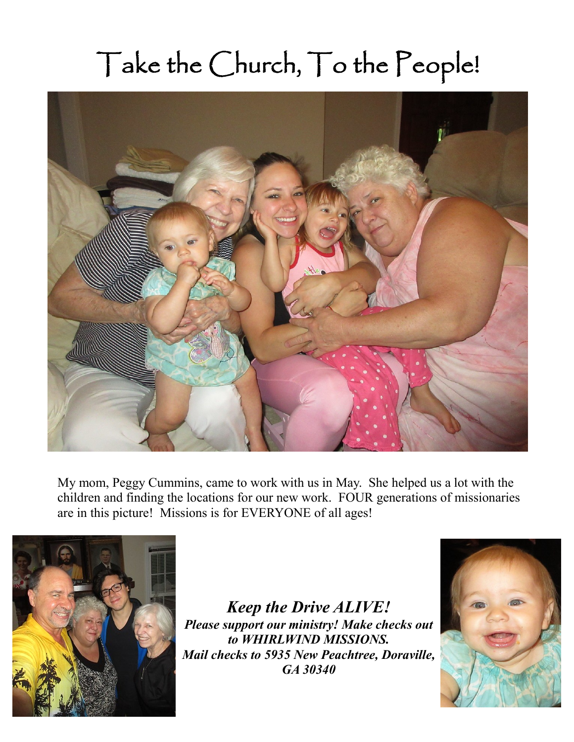# Take the Church, To the People!

My mom, Peggy Cummins, came to work with us in May. She helped us a lot with the children and finding the locations for our new work. FOUR generations of missionaries are in this picture! Missions is for EVERYONE of all ages!

***Keep the Drive ALIVE!***
***Please support our ministry! Make checks out to WHIRLWIND MISSIONS.***
***Mail checks to 5935 New Peachtree, Doraville, GA 30340***